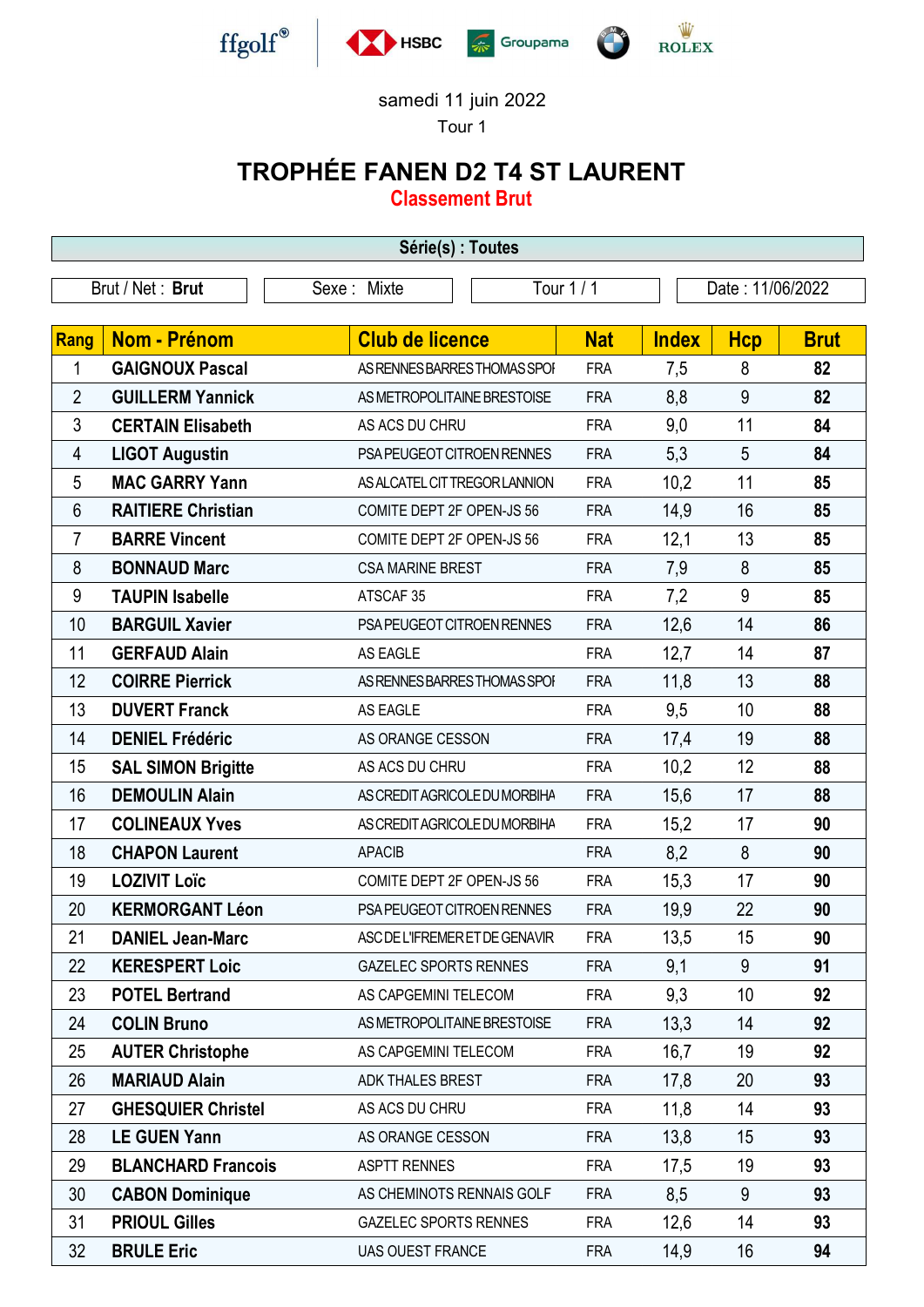ffgolf® HSBC Groupama ROLEX

samedi 11 juin 2022

Tour 1

# TROPHÉE FANEN D2 T4 ST LAURENT

## Classement Brut

**Série(s) : Toutes**

Brut / Net : **Brut** | Sexe : Mixte | Tour 1 / 1 | Date : 11/06/2022

| Rang | Nom - Prénom | Club de licence | Nat | Index | Hcp | Brut |
|---|---|---|---|---|---|---|
| 1 | **GAIGNOUX Pascal** | AS RENNES BARRES THOMAS SPOI | FRA | 7,5 | 8 | **82** |
| 2 | **GUILLERM Yannick** | AS METROPOLITAINE BRESTOISE | FRA | 8,8 | 9 | **82** |
| 3 | **CERTAIN Elisabeth** | AS ACS DU CHRU | FRA | 9,0 | 11 | **84** |
| 4 | **LIGOT Augustin** | PSA PEUGEOT CITROEN RENNES | FRA | 5,3 | 5 | **84** |
| 5 | **MAC GARRY Yann** | AS ALCATEL CIT TREGOR LANNION | FRA | 10,2 | 11 | **85** |
| 6 | **RAITIERE Christian** | COMITE DEPT 2F OPEN-JS 56 | FRA | 14,9 | 16 | **85** |
| 7 | **BARRE Vincent** | COMITE DEPT 2F OPEN-JS 56 | FRA | 12,1 | 13 | **85** |
| 8 | **BONNAUD Marc** | CSA MARINE BREST | FRA | 7,9 | 8 | **85** |
| 9 | **TAUPIN Isabelle** | ATSCAF 35 | FRA | 7,2 | 9 | **85** |
| 10 | **BARGUIL Xavier** | PSA PEUGEOT CITROEN RENNES | FRA | 12,6 | 14 | **86** |
| 11 | **GERFAUD Alain** | AS EAGLE | FRA | 12,7 | 14 | **87** |
| 12 | **COIRRE Pierrick** | AS RENNES BARRES THOMAS SPOI | FRA | 11,8 | 13 | **88** |
| 13 | **DUVERT Franck** | AS EAGLE | FRA | 9,5 | 10 | **88** |
| 14 | **DENIEL Frédéric** | AS ORANGE CESSON | FRA | 17,4 | 19 | **88** |
| 15 | **SAL SIMON Brigitte** | AS ACS DU CHRU | FRA | 10,2 | 12 | **88** |
| 16 | **DEMOULIN Alain** | AS CREDIT AGRICOLE DU MORBIHA | FRA | 15,6 | 17 | **88** |
| 17 | **COLINEAUX Yves** | AS CREDIT AGRICOLE DU MORBIHA | FRA | 15,2 | 17 | **90** |
| 18 | **CHAPON Laurent** | APACIB | FRA | 8,2 | 8 | **90** |
| 19 | **LOZIVIT Loïc** | COMITE DEPT 2F OPEN-JS 56 | FRA | 15,3 | 17 | **90** |
| 20 | **KERMORGANT Léon** | PSA PEUGEOT CITROEN RENNES | FRA | 19,9 | 22 | **90** |
| 21 | **DANIEL Jean-Marc** | ASC DE L'IFREMER ET DE GENAVIR | FRA | 13,5 | 15 | **90** |
| 22 | **KERESPERT Loic** | GAZELEC SPORTS RENNES | FRA | 9,1 | 9 | **91** |
| 23 | **POTEL Bertrand** | AS CAPGEMINI TELECOM | FRA | 9,3 | 10 | **92** |
| 24 | **COLIN Bruno** | AS METROPOLITAINE BRESTOISE | FRA | 13,3 | 14 | **92** |
| 25 | **AUTER Christophe** | AS CAPGEMINI TELECOM | FRA | 16,7 | 19 | **92** |
| 26 | **MARIAUD Alain** | ADK THALES BREST | FRA | 17,8 | 20 | **93** |
| 27 | **GHESQUIER Christel** | AS ACS DU CHRU | FRA | 11,8 | 14 | **93** |
| 28 | **LE GUEN Yann** | AS ORANGE CESSON | FRA | 13,8 | 15 | **93** |
| 29 | **BLANCHARD Francois** | ASPTT RENNES | FRA | 17,5 | 19 | **93** |
| 30 | **CABON Dominique** | AS CHEMINOTS RENNAIS GOLF | FRA | 8,5 | 9 | **93** |
| 31 | **PRIOUL Gilles** | GAZELEC SPORTS RENNES | FRA | 12,6 | 14 | **93** |
| 32 | **BRULE Eric** | UAS OUEST FRANCE | FRA | 14,9 | 16 | **94** |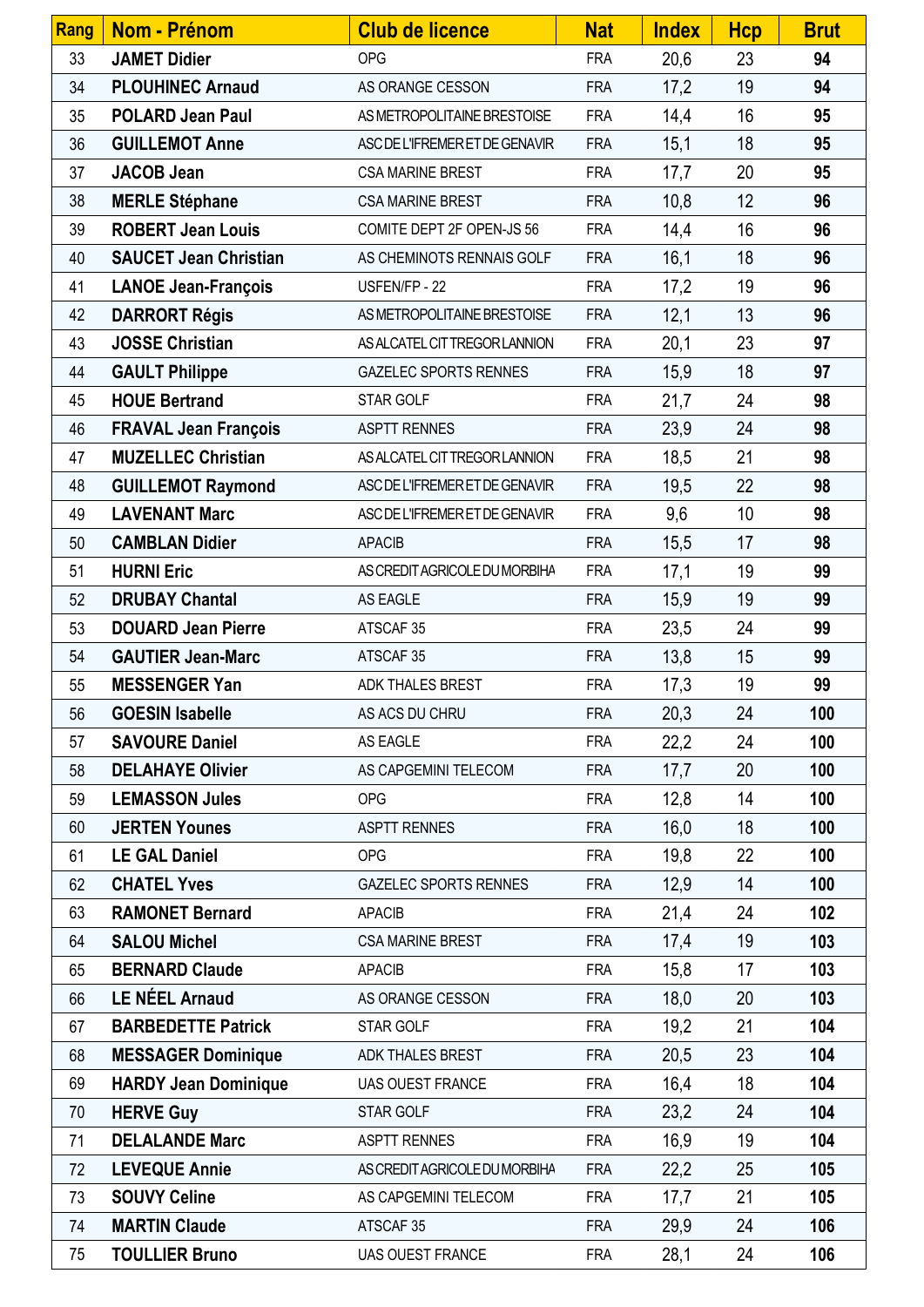| Rang | Nom - Prénom | Club de licence | Nat | Index | Hcp | Brut |
|---|---|---|---|---|---|---|
| 33 | **JAMET Didier** | OPG | FRA | 20,6 | 23 | **94** |
| 34 | **PLOUHINEC Arnaud** | AS ORANGE CESSON | FRA | 17,2 | 19 | **94** |
| 35 | **POLARD Jean Paul** | AS METROPOLITAINE BRESTOISE | FRA | 14,4 | 16 | **95** |
| 36 | **GUILLEMOT Anne** | ASC DE L'IFREMER ET DE GENAVIR | FRA | 15,1 | 18 | **95** |
| 37 | **JACOB Jean** | CSA MARINE BREST | FRA | 17,7 | 20 | **95** |
| 38 | **MERLE Stéphane** | CSA MARINE BREST | FRA | 10,8 | 12 | **96** |
| 39 | **ROBERT Jean Louis** | COMITE DEPT 2F OPEN-JS 56 | FRA | 14,4 | 16 | **96** |
| 40 | **SAUCET Jean Christian** | AS CHEMINOTS RENNAIS GOLF | FRA | 16,1 | 18 | **96** |
| 41 | **LANOE Jean-François** | USFEN/FP - 22 | FRA | 17,2 | 19 | **96** |
| 42 | **DARRORT Régis** | AS METROPOLITAINE BRESTOISE | FRA | 12,1 | 13 | **96** |
| 43 | **JOSSE Christian** | AS ALCATEL CIT TREGOR LANNION | FRA | 20,1 | 23 | **97** |
| 44 | **GAULT Philippe** | GAZELEC SPORTS RENNES | FRA | 15,9 | 18 | **97** |
| 45 | **HOUE Bertrand** | STAR GOLF | FRA | 21,7 | 24 | **98** |
| 46 | **FRAVAL Jean François** | ASPTT RENNES | FRA | 23,9 | 24 | **98** |
| 47 | **MUZELLEC Christian** | AS ALCATEL CIT TREGOR LANNION | FRA | 18,5 | 21 | **98** |
| 48 | **GUILLEMOT Raymond** | ASC DE L'IFREMER ET DE GENAVIR | FRA | 19,5 | 22 | **98** |
| 49 | **LAVENANT Marc** | ASC DE L'IFREMER ET DE GENAVIR | FRA | 9,6 | 10 | **98** |
| 50 | **CAMBLAN Didier** | APACIB | FRA | 15,5 | 17 | **98** |
| 51 | **HURNI Eric** | AS CREDIT AGRICOLE DU MORBIHA | FRA | 17,1 | 19 | **99** |
| 52 | **DRUBAY Chantal** | AS EAGLE | FRA | 15,9 | 19 | **99** |
| 53 | **DOUARD Jean Pierre** | ATSCAF 35 | FRA | 23,5 | 24 | **99** |
| 54 | **GAUTIER Jean-Marc** | ATSCAF 35 | FRA | 13,8 | 15 | **99** |
| 55 | **MESSENGER Yan** | ADK THALES BREST | FRA | 17,3 | 19 | **99** |
| 56 | **GOESIN Isabelle** | AS ACS DU CHRU | FRA | 20,3 | 24 | **100** |
| 57 | **SAVOURE Daniel** | AS EAGLE | FRA | 22,2 | 24 | **100** |
| 58 | **DELAHAYE Olivier** | AS CAPGEMINI TELECOM | FRA | 17,7 | 20 | **100** |
| 59 | **LEMASSON Jules** | OPG | FRA | 12,8 | 14 | **100** |
| 60 | **JERTEN Younes** | ASPTT RENNES | FRA | 16,0 | 18 | **100** |
| 61 | **LE GAL Daniel** | OPG | FRA | 19,8 | 22 | **100** |
| 62 | **CHATEL Yves** | GAZELEC SPORTS RENNES | FRA | 12,9 | 14 | **100** |
| 63 | **RAMONET Bernard** | APACIB | FRA | 21,4 | 24 | **102** |
| 64 | **SALOU Michel** | CSA MARINE BREST | FRA | 17,4 | 19 | **103** |
| 65 | **BERNARD Claude** | APACIB | FRA | 15,8 | 17 | **103** |
| 66 | **LE NÉEL Arnaud** | AS ORANGE CESSON | FRA | 18,0 | 20 | **103** |
| 67 | **BARBEDETTE Patrick** | STAR GOLF | FRA | 19,2 | 21 | **104** |
| 68 | **MESSAGER Dominique** | ADK THALES BREST | FRA | 20,5 | 23 | **104** |
| 69 | **HARDY Jean Dominique** | UAS OUEST FRANCE | FRA | 16,4 | 18 | **104** |
| 70 | **HERVE Guy** | STAR GOLF | FRA | 23,2 | 24 | **104** |
| 71 | **DELALANDE Marc** | ASPTT RENNES | FRA | 16,9 | 19 | **104** |
| 72 | **LEVEQUE Annie** | AS CREDIT AGRICOLE DU MORBIHA | FRA | 22,2 | 25 | **105** |
| 73 | **SOUVY Celine** | AS CAPGEMINI TELECOM | FRA | 17,7 | 21 | **105** |
| 74 | **MARTIN Claude** | ATSCAF 35 | FRA | 29,9 | 24 | **106** |
| 75 | **TOULLIER Bruno** | UAS OUEST FRANCE | FRA | 28,1 | 24 | **106** |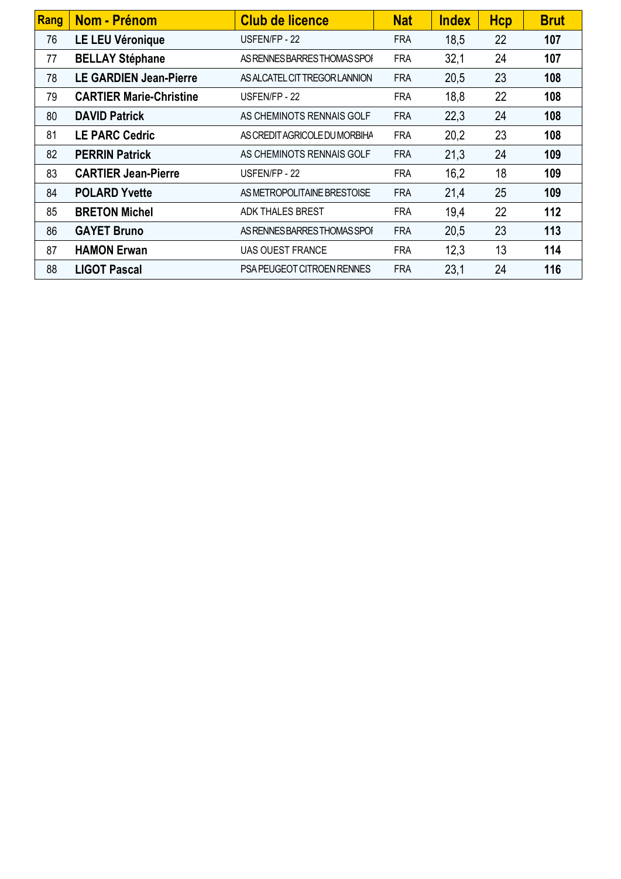| Rang | Nom - Prénom | Club de licence | Nat | Index | Hcp | Brut |
|---|---|---|---|---|---|---|
| 76 | **LE LEU Véronique** | USFEN/FP - 22 | FRA | 18,5 | 22 | **107** |
| 77 | **BELLAY Stéphane** | AS RENNES BARRES THOMAS SPOI | FRA | 32,1 | 24 | **107** |
| 78 | **LE GARDIEN Jean-Pierre** | AS ALCATEL CIT TREGOR LANNION | FRA | 20,5 | 23 | **108** |
| 79 | **CARTIER Marie-Christine** | USFEN/FP - 22 | FRA | 18,8 | 22 | **108** |
| 80 | **DAVID Patrick** | AS CHEMINOTS RENNAIS GOLF | FRA | 22,3 | 24 | **108** |
| 81 | **LE PARC Cedric** | AS CREDIT AGRICOLE DU MORBIHA | FRA | 20,2 | 23 | **108** |
| 82 | **PERRIN Patrick** | AS CHEMINOTS RENNAIS GOLF | FRA | 21,3 | 24 | **109** |
| 83 | **CARTIER Jean-Pierre** | USFEN/FP - 22 | FRA | 16,2 | 18 | **109** |
| 84 | **POLARD Yvette** | AS METROPOLITAINE BRESTOISE | FRA | 21,4 | 25 | **109** |
| 85 | **BRETON Michel** | ADK THALES BREST | FRA | 19,4 | 22 | **112** |
| 86 | **GAYET Bruno** | AS RENNES BARRES THOMAS SPOI | FRA | 20,5 | 23 | **113** |
| 87 | **HAMON Erwan** | UAS OUEST FRANCE | FRA | 12,3 | 13 | **114** |
| 88 | **LIGOT Pascal** | PSA PEUGEOT CITROEN RENNES | FRA | 23,1 | 24 | **116** |